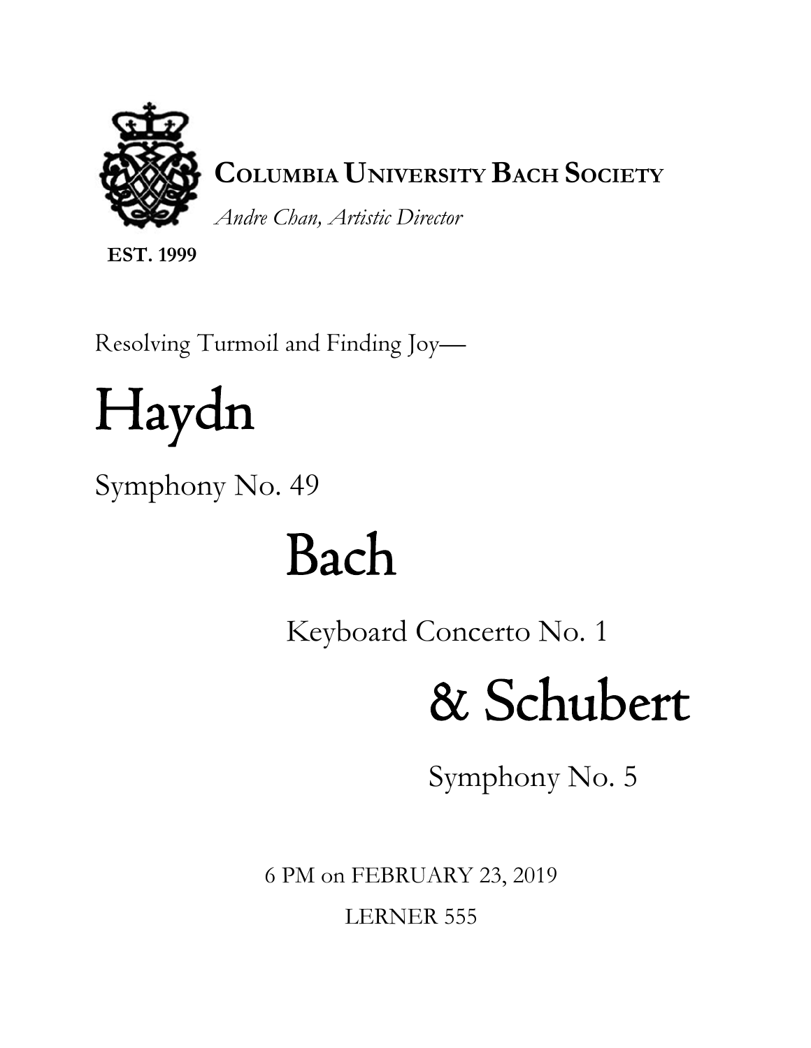**COLUMBIA UNIVERSITY BACH SOCIETY**

*Andre Chan, Artistic Director*

**EST. 1999**

Resolving Turmoil and Finding Joy—

# Haydn

Symphony No. 49

# Bach

Keyboard Concerto No. 1

# & Schubert

Symphony No. 5

6 PM on FEBRUARY 23, 2019

LERNER 555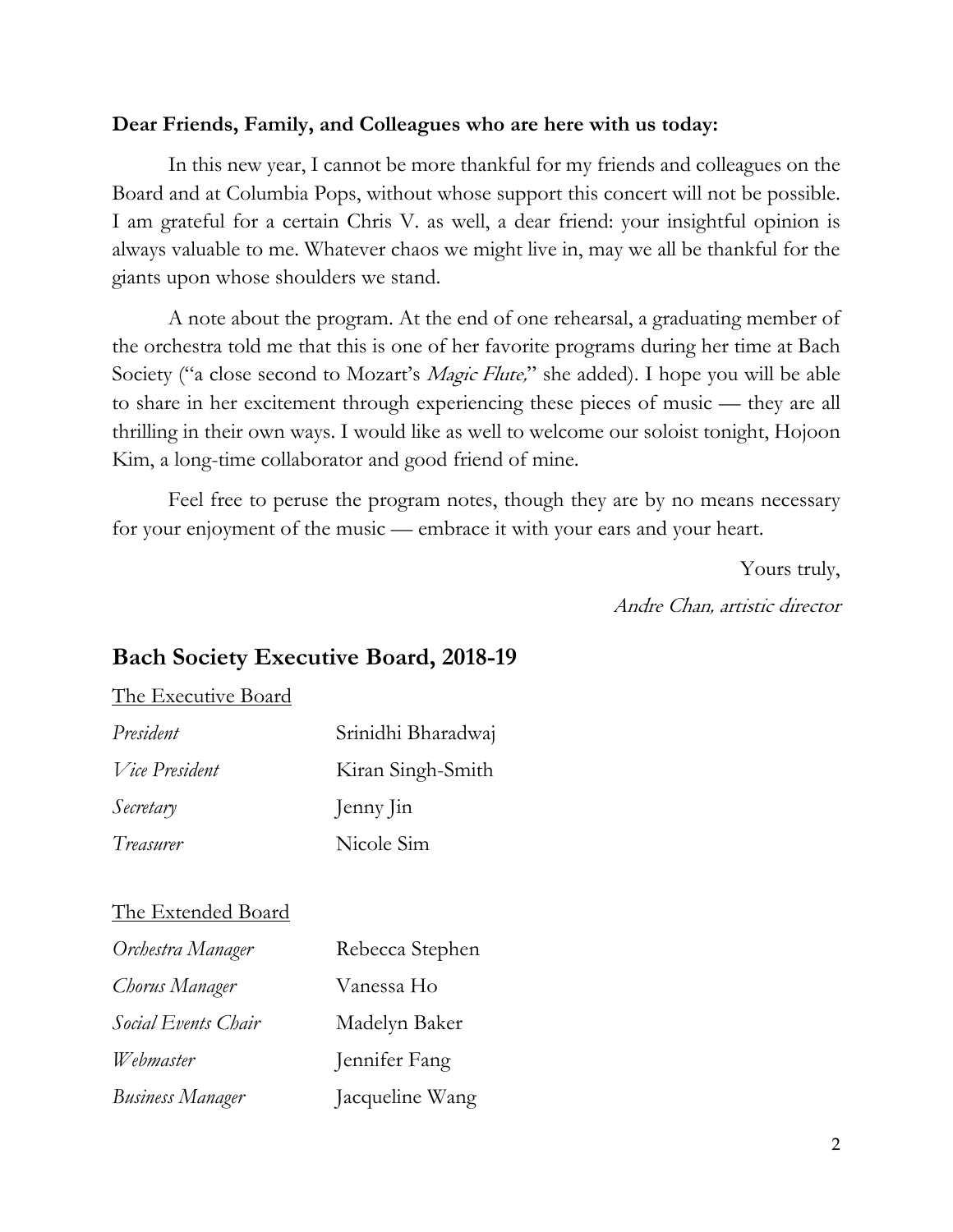**Dear Friends, Family, and Colleagues who are here with us today:**

In this new year, I cannot be more thankful for my friends and colleagues on the Board and at Columbia Pops, without whose support this concert will not be possible. I am grateful for a certain Chris V. as well, a dear friend: your insightful opinion is always valuable to me. Whatever chaos we might live in, may we all be thankful for the giants upon whose shoulders we stand.

A note about the program. At the end of one rehearsal, a graduating member of the orchestra told me that this is one of her favorite programs during her time at Bach Society ("a close second to Mozart's *Magic Flute,*" she added). I hope you will be able to share in her excitement through experiencing these pieces of music — they are all thrilling in their own ways. I would like as well to welcome our soloist tonight, Hojoon Kim, a long-time collaborator and good friend of mine.

Feel free to peruse the program notes, though they are by no means necessary for your enjoyment of the music — embrace it with your ears and your heart.

Yours truly,

*Andre Chan, artistic director*

## Bach Society Executive Board, 2018-19

The Executive Board

| | |
|---|---|
| *President* | Srinidhi Bharadwaj |
| *Vice President* | Kiran Singh-Smith |
| *Secretary* | Jenny Jin |
| *Treasurer* | Nicole Sim |

The Extended Board

| | |
|---|---|
| *Orchestra Manager* | Rebecca Stephen |
| *Chorus Manager* | Vanessa Ho |
| *Social Events Chair* | Madelyn Baker |
| *Webmaster* | Jennifer Fang |
| *Business Manager* | Jacqueline Wang |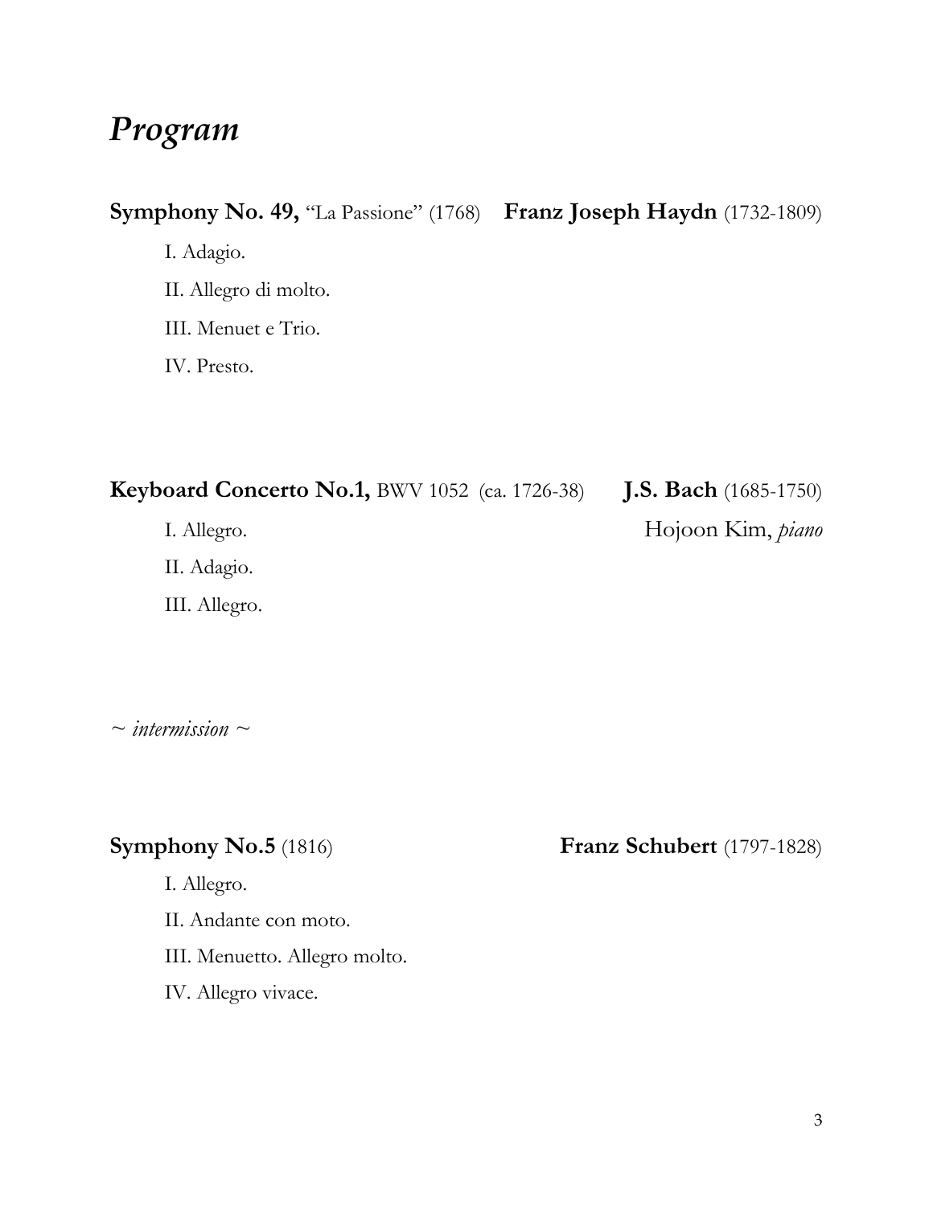# *Program*

**Symphony No. 49,** "La Passione" (1768) **Franz Joseph Haydn** (1732-1809)

I. Adagio.

II. Allegro di molto.

III. Menuet e Trio.

IV. Presto.

**Keyboard Concerto No.1,** BWV 1052 (ca. 1726-38) **J.S. Bach** (1685-1750)

Hojoon Kim, *piano*

I. Allegro.

II. Adagio.

III. Allegro.

*~ intermission ~*

**Symphony No.5** (1816) **Franz Schubert** (1797-1828)

I. Allegro.

II. Andante con moto.

III. Menuetto. Allegro molto.

IV. Allegro vivace.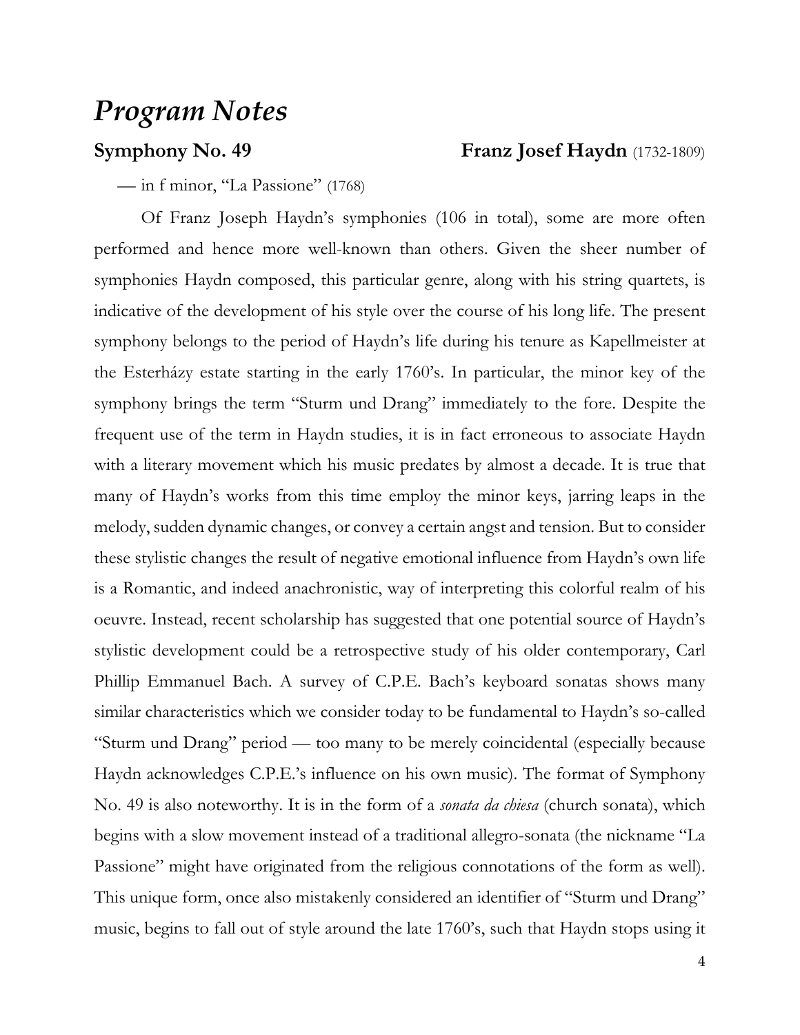# *Program Notes*

**Symphony No. 49** **Franz Josef Haydn** (1732-1809)

— in f minor, "La Passione" (1768)

Of Franz Joseph Haydn's symphonies (106 in total), some are more often performed and hence more well-known than others. Given the sheer number of symphonies Haydn composed, this particular genre, along with his string quartets, is indicative of the development of his style over the course of his long life. The present symphony belongs to the period of Haydn's life during his tenure as Kapellmeister at the Esterházy estate starting in the early 1760's. In particular, the minor key of the symphony brings the term "Sturm und Drang" immediately to the fore. Despite the frequent use of the term in Haydn studies, it is in fact erroneous to associate Haydn with a literary movement which his music predates by almost a decade. It is true that many of Haydn's works from this time employ the minor keys, jarring leaps in the melody, sudden dynamic changes, or convey a certain angst and tension. But to consider these stylistic changes the result of negative emotional influence from Haydn's own life is a Romantic, and indeed anachronistic, way of interpreting this colorful realm of his oeuvre. Instead, recent scholarship has suggested that one potential source of Haydn's stylistic development could be a retrospective study of his older contemporary, Carl Phillip Emmanuel Bach. A survey of C.P.E. Bach's keyboard sonatas shows many similar characteristics which we consider today to be fundamental to Haydn's so-called "Sturm und Drang" period — too many to be merely coincidental (especially because Haydn acknowledges C.P.E.'s influence on his own music). The format of Symphony No. 49 is also noteworthy. It is in the form of a *sonata da chiesa* (church sonata), which begins with a slow movement instead of a traditional allegro-sonata (the nickname "La Passione" might have originated from the religious connotations of the form as well). This unique form, once also mistakenly considered an identifier of "Sturm und Drang" music, begins to fall out of style around the late 1760's, such that Haydn stops using it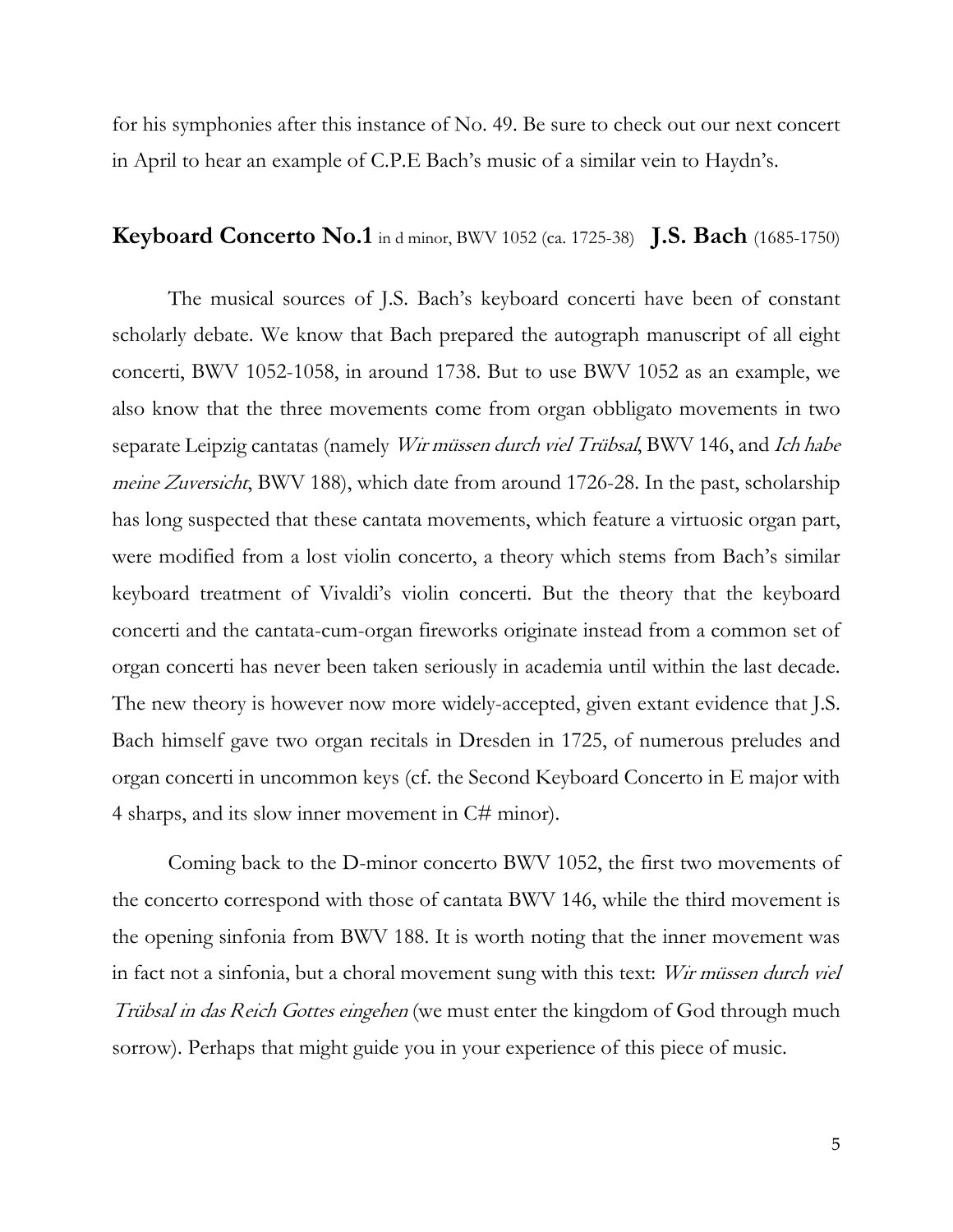for his symphonies after this instance of No. 49. Be sure to check out our next concert in April to hear an example of C.P.E Bach's music of a similar vein to Haydn's.

## **Keyboard Concerto No.1** in d minor, BWV 1052 (ca. 1725-38) **J.S. Bach** (1685-1750)

The musical sources of J.S. Bach's keyboard concerti have been of constant scholarly debate. We know that Bach prepared the autograph manuscript of all eight concerti, BWV 1052-1058, in around 1738. But to use BWV 1052 as an example, we also know that the three movements come from organ obbligato movements in two separate Leipzig cantatas (namely *Wir müssen durch viel Trübsal*, BWV 146, and *Ich habe meine Zuversicht*, BWV 188), which date from around 1726-28. In the past, scholarship has long suspected that these cantata movements, which feature a virtuosic organ part, were modified from a lost violin concerto, a theory which stems from Bach's similar keyboard treatment of Vivaldi's violin concerti. But the theory that the keyboard concerti and the cantata-cum-organ fireworks originate instead from a common set of organ concerti has never been taken seriously in academia until within the last decade. The new theory is however now more widely-accepted, given extant evidence that J.S. Bach himself gave two organ recitals in Dresden in 1725, of numerous preludes and organ concerti in uncommon keys (cf. the Second Keyboard Concerto in E major with 4 sharps, and its slow inner movement in C# minor).

Coming back to the D-minor concerto BWV 1052, the first two movements of the concerto correspond with those of cantata BWV 146, while the third movement is the opening sinfonia from BWV 188. It is worth noting that the inner movement was in fact not a sinfonia, but a choral movement sung with this text: *Wir müssen durch viel Trübsal in das Reich Gottes eingehen* (we must enter the kingdom of God through much sorrow). Perhaps that might guide you in your experience of this piece of music.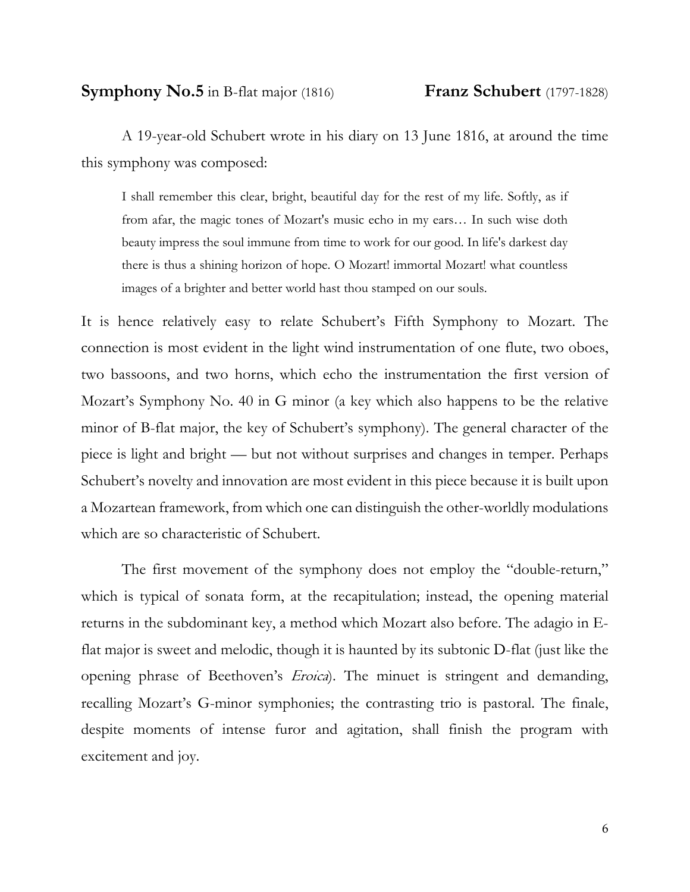**Symphony No.5** in B-flat major (1816) **Franz Schubert** (1797-1828)

A 19-year-old Schubert wrote in his diary on 13 June 1816, at around the time this symphony was composed:

> I shall remember this clear, bright, beautiful day for the rest of my life. Softly, as if from afar, the magic tones of Mozart's music echo in my ears… In such wise doth beauty impress the soul immune from time to work for our good. In life's darkest day there is thus a shining horizon of hope. O Mozart! immortal Mozart! what countless images of a brighter and better world hast thou stamped on our souls.

It is hence relatively easy to relate Schubert's Fifth Symphony to Mozart. The connection is most evident in the light wind instrumentation of one flute, two oboes, two bassoons, and two horns, which echo the instrumentation the first version of Mozart's Symphony No. 40 in G minor (a key which also happens to be the relative minor of B-flat major, the key of Schubert's symphony). The general character of the piece is light and bright — but not without surprises and changes in temper. Perhaps Schubert's novelty and innovation are most evident in this piece because it is built upon a Mozartean framework, from which one can distinguish the other-worldly modulations which are so characteristic of Schubert.

The first movement of the symphony does not employ the "double-return," which is typical of sonata form, at the recapitulation; instead, the opening material returns in the subdominant key, a method which Mozart also before. The adagio in E-flat major is sweet and melodic, though it is haunted by its subtonic D-flat (just like the opening phrase of Beethoven's *Eroica*). The minuet is stringent and demanding, recalling Mozart's G-minor symphonies; the contrasting trio is pastoral. The finale, despite moments of intense furor and agitation, shall finish the program with excitement and joy.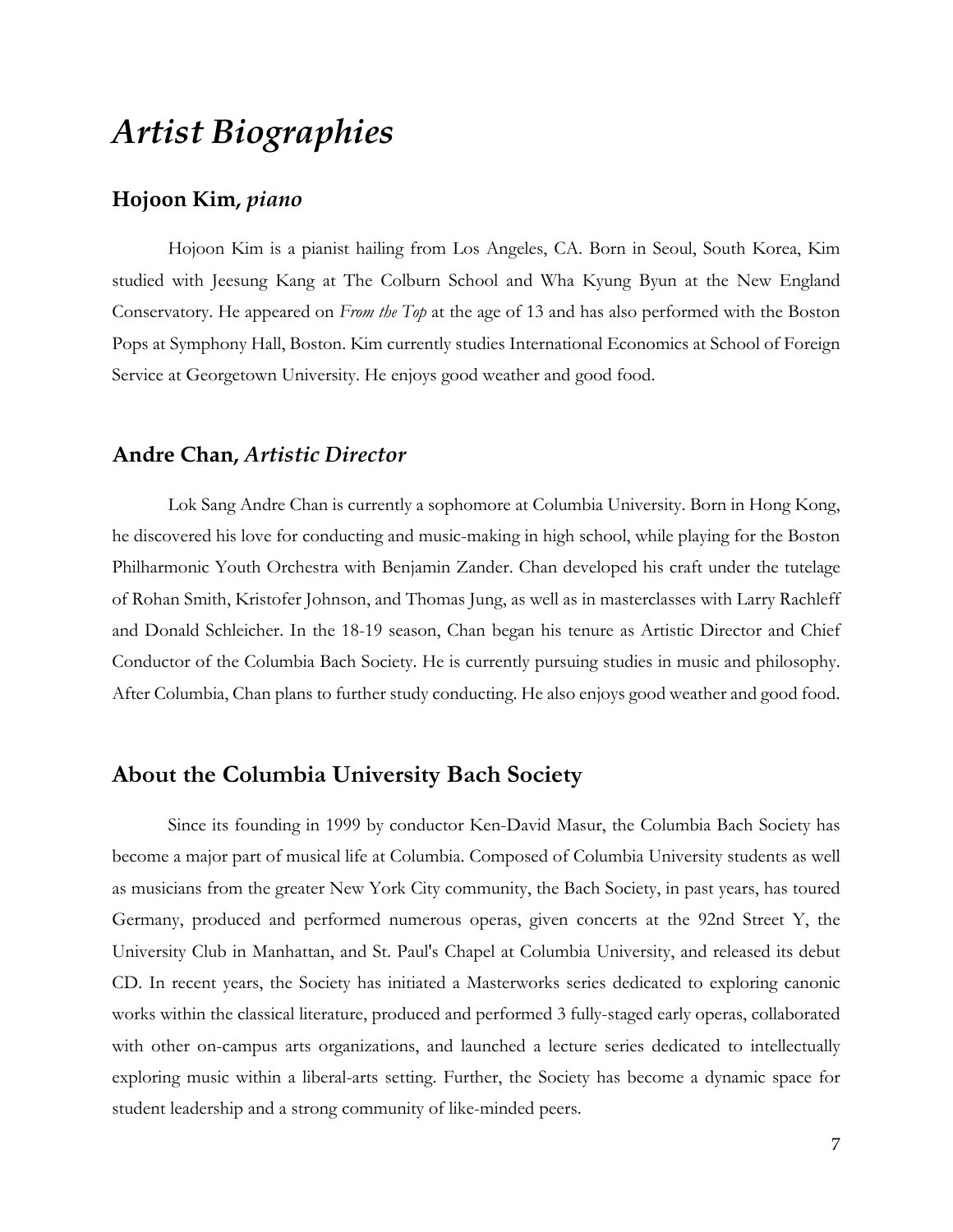# *Artist Biographies*

## **Hojoon Kim,** ***piano***

Hojoon Kim is a pianist hailing from Los Angeles, CA. Born in Seoul, South Korea, Kim studied with Jeesung Kang at The Colburn School and Wha Kyung Byun at the New England Conservatory. He appeared on *From the Top* at the age of 13 and has also performed with the Boston Pops at Symphony Hall, Boston. Kim currently studies International Economics at School of Foreign Service at Georgetown University. He enjoys good weather and good food.

## **Andre Chan,** ***Artistic Director***

Lok Sang Andre Chan is currently a sophomore at Columbia University. Born in Hong Kong, he discovered his love for conducting and music-making in high school, while playing for the Boston Philharmonic Youth Orchestra with Benjamin Zander. Chan developed his craft under the tutelage of Rohan Smith, Kristofer Johnson, and Thomas Jung, as well as in masterclasses with Larry Rachleff and Donald Schleicher. In the 18-19 season, Chan began his tenure as Artistic Director and Chief Conductor of the Columbia Bach Society. He is currently pursuing studies in music and philosophy. After Columbia, Chan plans to further study conducting. He also enjoys good weather and good food.

## **About the Columbia University Bach Society**

Since its founding in 1999 by conductor Ken-David Masur, the Columbia Bach Society has become a major part of musical life at Columbia. Composed of Columbia University students as well as musicians from the greater New York City community, the Bach Society, in past years, has toured Germany, produced and performed numerous operas, given concerts at the 92nd Street Y, the University Club in Manhattan, and St. Paul's Chapel at Columbia University, and released its debut CD. In recent years, the Society has initiated a Masterworks series dedicated to exploring canonic works within the classical literature, produced and performed 3 fully-staged early operas, collaborated with other on-campus arts organizations, and launched a lecture series dedicated to intellectually exploring music within a liberal-arts setting. Further, the Society has become a dynamic space for student leadership and a strong community of like-minded peers.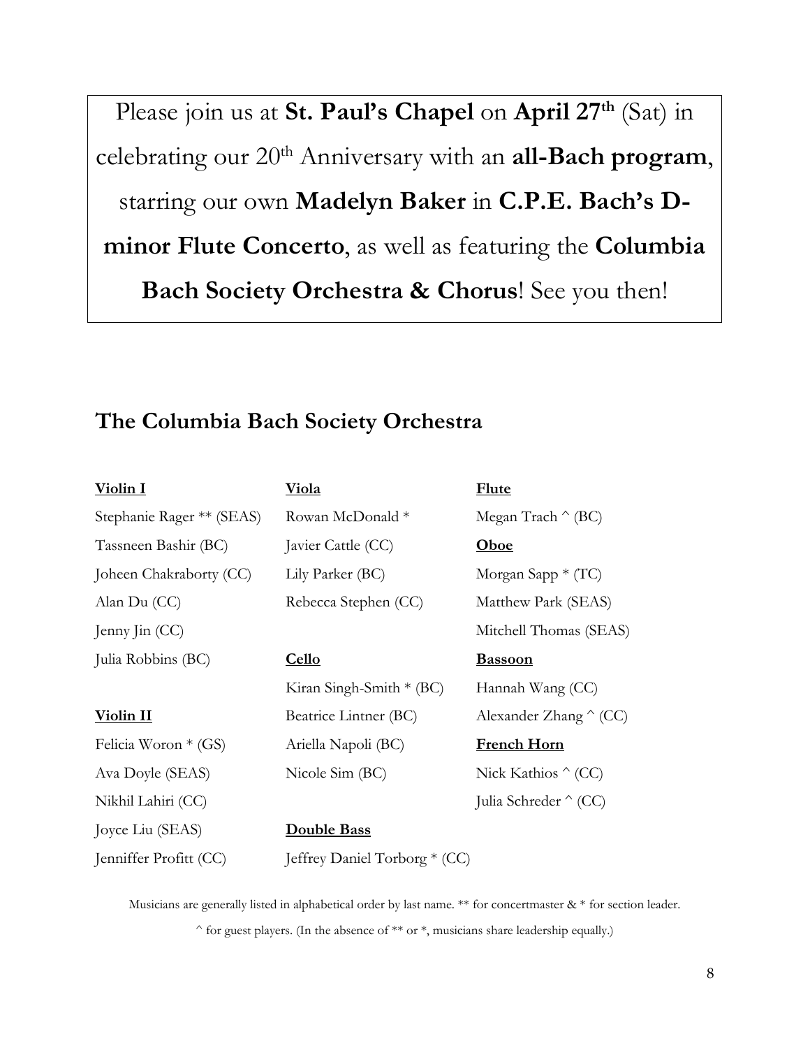Please join us at **St. Paul's Chapel** on **April 27th** (Sat) in celebrating our 20th Anniversary with an **all-Bach program**, starring our own **Madelyn Baker** in **C.P.E. Bach's D-minor Flute Concerto**, as well as featuring the **Columbia Bach Society Orchestra & Chorus**! See you then!

## The Columbia Bach Society Orchestra

**Violin I**

Stephanie Rager ** (SEAS)
Tassneen Bashir (BC)
Joheen Chakraborty (CC)
Alan Du (CC)
Jenny Jin (CC)
Julia Robbins (BC)

**Violin II**

Felicia Woron * (GS)
Ava Doyle (SEAS)
Nikhil Lahiri (CC)
Joyce Liu (SEAS)
Jenniffer Profitt (CC)

**Viola**

Rowan McDonald *
Javier Cattle (CC)
Lily Parker (BC)
Rebecca Stephen (CC)

**Cello**

Kiran Singh-Smith * (BC)
Beatrice Lintner (BC)
Ariella Napoli (BC)
Nicole Sim (BC)

**Double Bass**

Jeffrey Daniel Torborg * (CC)

**Flute**

Megan Trach ^ (BC)

**Oboe**

Morgan Sapp * (TC)
Matthew Park (SEAS)
Mitchell Thomas (SEAS)

**Bassoon**

Hannah Wang (CC)
Alexander Zhang ^ (CC)

**French Horn**

Nick Kathios ^ (CC)
Julia Schreder ^ (CC)

Musicians are generally listed in alphabetical order by last name. ** for concertmaster & * for section leader.
^ for guest players. (In the absence of ** or *, musicians share leadership equally.)